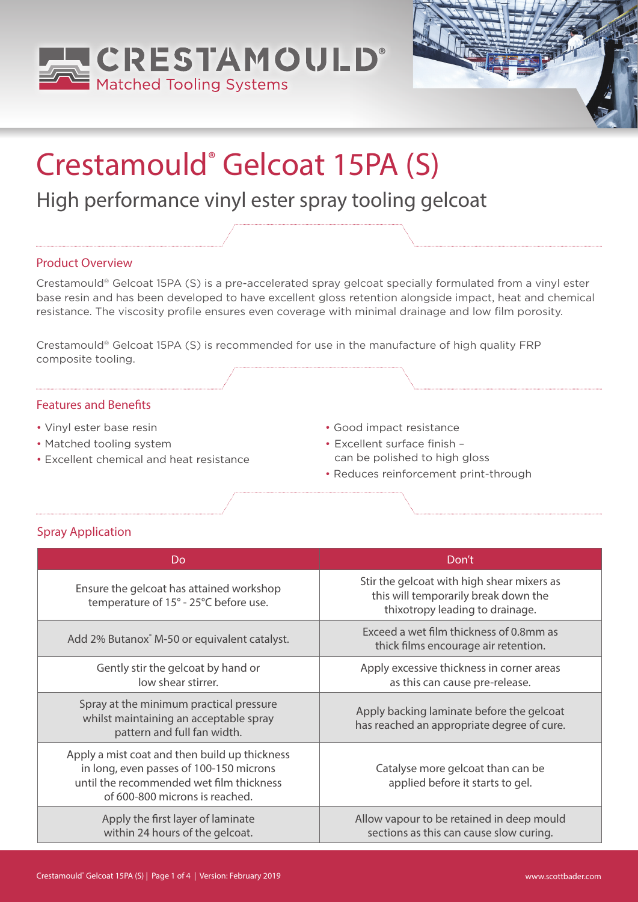CRESTAMOULD®
Matched Tooling Systems

# Crestamould® Gelcoat 15PA (S)

## High performance vinyl ester spray tooling gelcoat

### Product Overview

Crestamould® Gelcoat 15PA (S) is a pre-accelerated spray gelcoat specially formulated from a vinyl ester base resin and has been developed to have excellent gloss retention alongside impact, heat and chemical resistance. The viscosity profile ensures even coverage with minimal drainage and low film porosity.

Crestamould® Gelcoat 15PA (S) is recommended for use in the manufacture of high quality FRP composite tooling.

### Features and Benefits

- Vinyl ester base resin
- Matched tooling system
- Excellent chemical and heat resistance
- Good impact resistance
- Excellent surface finish – can be polished to high gloss
- Reduces reinforcement print-through

### Spray Application

| Do | Don't |
|---|---|
| Ensure the gelcoat has attained workshop temperature of 15° - 25°C before use. | Stir the gelcoat with high shear mixers as this will temporarily break down the thixotropy leading to drainage. |
| Add 2% Butanox® M-50 or equivalent catalyst. | Exceed a wet film thickness of 0.8mm as thick films encourage air retention. |
| Gently stir the gelcoat by hand or low shear stirrer. | Apply excessive thickness in corner areas as this can cause pre-release. |
| Spray at the minimum practical pressure whilst maintaining an acceptable spray pattern and full fan width. | Apply backing laminate before the gelcoat has reached an appropriate degree of cure. |
| Apply a mist coat and then build up thickness in long, even passes of 100-150 microns until the recommended wet film thickness of 600-800 microns is reached. | Catalyse more gelcoat than can be applied before it starts to gel. |
| Apply the first layer of laminate within 24 hours of the gelcoat. | Allow vapour to be retained in deep mould sections as this can cause slow curing. |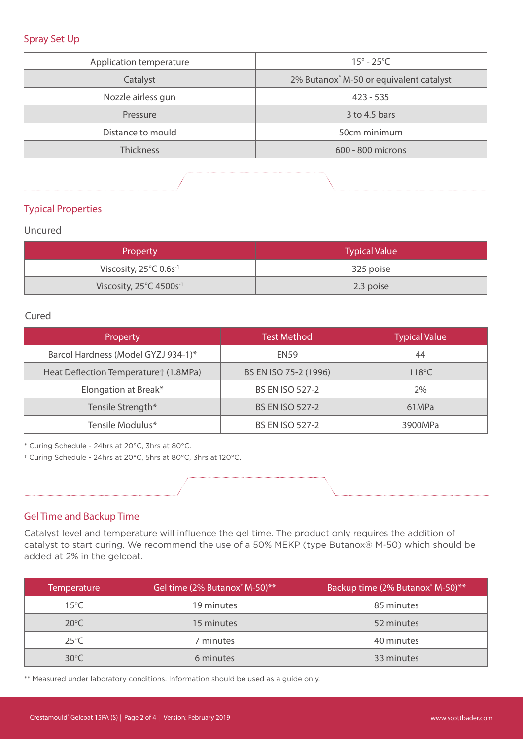## Spray Set Up

| | |
|---|---|
| Application temperature | 15° - 25°C |
| Catalyst | 2% Butanox® M-50 or equivalent catalyst |
| Nozzle airless gun | 423 - 535 |
| Pressure | 3 to 4.5 bars |
| Distance to mould | 50cm minimum |
| Thickness | 600 - 800 microns |

## Typical Properties

### Uncured

| Property | Typical Value |
|---|---|
| Viscosity, 25°C $0.6s^{-1}$ | 325 poise |
| Viscosity, 25°C $4500s^{-1}$ | 2.3 poise |

### Cured

| Property | Test Method | Typical Value |
|---|---|---|
| Barcol Hardness (Model GYZJ 934-1)* | EN59 | 44 |
| Heat Deflection Temperature† (1.8MPa) | BS EN ISO 75-2 (1996) | 118°C |
| Elongation at Break* | BS EN ISO 527-2 | 2% |
| Tensile Strength* | BS EN ISO 527-2 | 61MPa |
| Tensile Modulus* | BS EN ISO 527-2 | 3900MPa |

* Curing Schedule - 24hrs at 20°C, 3hrs at 80°C.

† Curing Schedule - 24hrs at 20°C, 5hrs at 80°C, 3hrs at 120°C.

## Gel Time and Backup Time

Catalyst level and temperature will influence the gel time. The product only requires the addition of catalyst to start curing. We recommend the use of a 50% MEKP (type Butanox® M-50) which should be added at 2% in the gelcoat.

| Temperature | Gel time (2% Butanox® M-50)** | Backup time (2% Butanox® M-50)** |
|---|---|---|
| 15°C | 19 minutes | 85 minutes |
| 20°C | 15 minutes | 52 minutes |
| 25°C | 7 minutes | 40 minutes |
| 30°C | 6 minutes | 33 minutes |

** Measured under laboratory conditions. Information should be used as a guide only.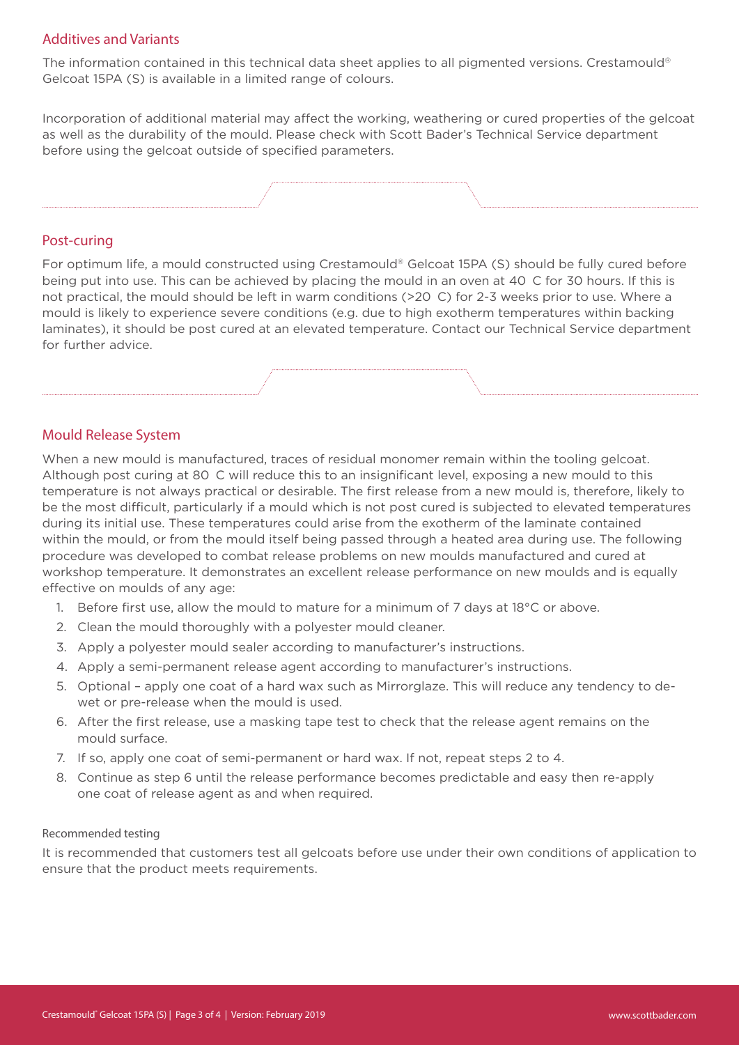## Additives and Variants

The information contained in this technical data sheet applies to all pigmented versions. Crestamould® Gelcoat 15PA (S) is available in a limited range of colours.

Incorporation of additional material may affect the working, weathering or cured properties of the gelcoat as well as the durability of the mould. Please check with Scott Bader's Technical Service department before using the gelcoat outside of specified parameters.

## Post-curing

For optimum life, a mould constructed using Crestamould® Gelcoat 15PA (S) should be fully cured before being put into use. This can be achieved by placing the mould in an oven at 40 C for 30 hours. If this is not practical, the mould should be left in warm conditions (>20 C) for 2-3 weeks prior to use. Where a mould is likely to experience severe conditions (e.g. due to high exotherm temperatures within backing laminates), it should be post cured at an elevated temperature. Contact our Technical Service department for further advice.

## Mould Release System

When a new mould is manufactured, traces of residual monomer remain within the tooling gelcoat. Although post curing at 80 C will reduce this to an insignificant level, exposing a new mould to this temperature is not always practical or desirable. The first release from a new mould is, therefore, likely to be the most difficult, particularly if a mould which is not post cured is subjected to elevated temperatures during its initial use. These temperatures could arise from the exotherm of the laminate contained within the mould, or from the mould itself being passed through a heated area during use. The following procedure was developed to combat release problems on new moulds manufactured and cured at workshop temperature. It demonstrates an excellent release performance on new moulds and is equally effective on moulds of any age:

1. Before first use, allow the mould to mature for a minimum of 7 days at 18°C or above.
2. Clean the mould thoroughly with a polyester mould cleaner.
3. Apply a polyester mould sealer according to manufacturer's instructions.
4. Apply a semi-permanent release agent according to manufacturer's instructions.
5. Optional – apply one coat of a hard wax such as Mirrorglaze. This will reduce any tendency to de-wet or pre-release when the mould is used.
6. After the first release, use a masking tape test to check that the release agent remains on the mould surface.
7. If so, apply one coat of semi-permanent or hard wax. If not, repeat steps 2 to 4.
8. Continue as step 6 until the release performance becomes predictable and easy then re-apply one coat of release agent as and when required.

### Recommended testing

It is recommended that customers test all gelcoats before use under their own conditions of application to ensure that the product meets requirements.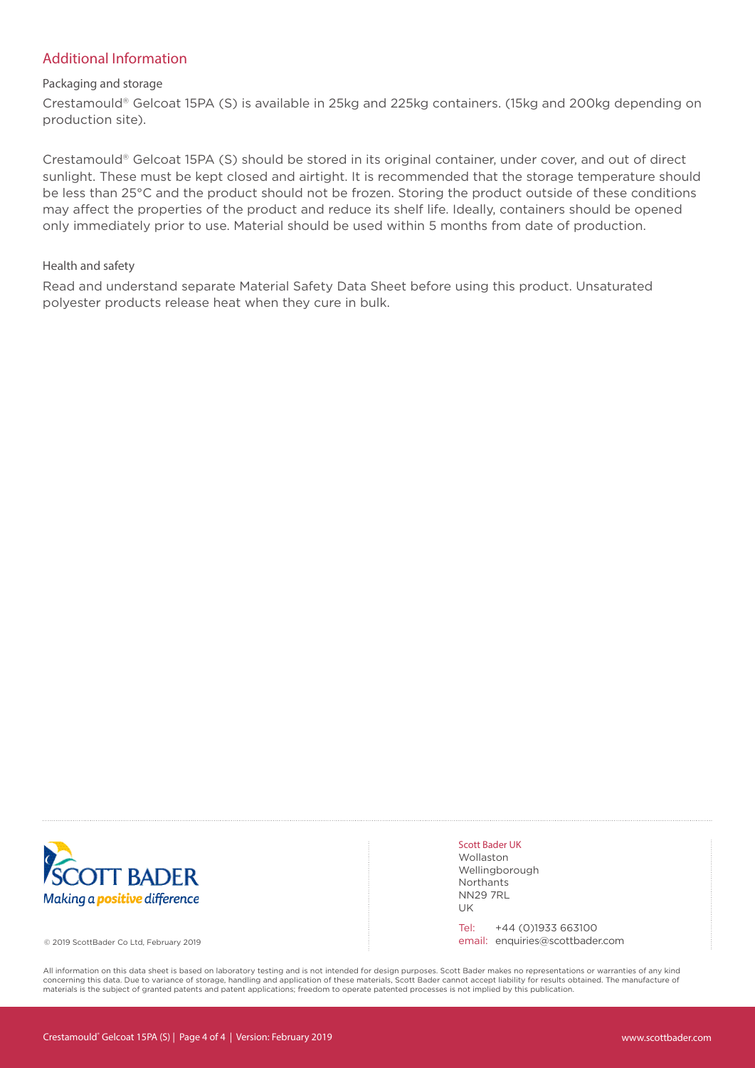## Additional Information

### Packaging and storage

Crestamould® Gelcoat 15PA (S) is available in 25kg and 225kg containers. (15kg and 200kg depending on production site).

Crestamould® Gelcoat 15PA (S) should be stored in its original container, under cover, and out of direct sunlight. These must be kept closed and airtight. It is recommended that the storage temperature should be less than 25°C and the product should not be frozen. Storing the product outside of these conditions may affect the properties of the product and reduce its shelf life. Ideally, containers should be opened only immediately prior to use. Material should be used within 5 months from date of production.

### Health and safety

Read and understand separate Material Safety Data Sheet before using this product. Unsaturated polyester products release heat when they cure in bulk.

SCOTT BADER
*Making a positive difference*

© 2019 ScottBader Co Ltd, February 2019

Scott Bader UK
Wollaston
Wellingborough
Northants
NN29 7RL
UK

Tel: +44 (0)1933 663100
email: enquiries@scottbader.com

All information on this data sheet is based on laboratory testing and is not intended for design purposes. Scott Bader makes no representations or warranties of any kind concerning this data. Due to variance of storage, handling and application of these materials, Scott Bader cannot accept liability for results obtained. The manufacture of materials is the subject of granted patents and patent applications; freedom to operate patented processes is not implied by this publication.